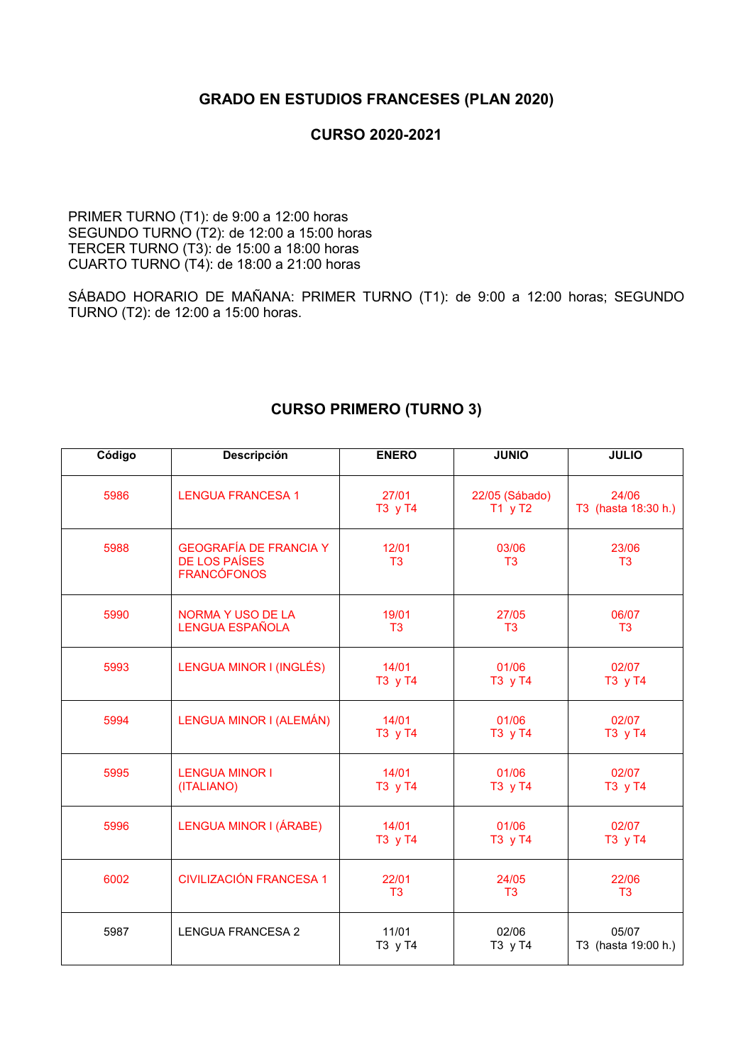## GRADO EN ESTUDIOS FRANCESES (PLAN 2020)

## CURSO 2020-2021

PRIMER TURNO (T1): de 9:00 a 12:00 horas
SEGUNDO TURNO (T2): de 12:00 a 15:00 horas
TERCER TURNO (T3): de 15:00 a 18:00 horas
CUARTO TURNO (T4): de 18:00 a 21:00 horas

SÁBADO HORARIO DE MAÑANA: PRIMER TURNO (T1): de 9:00 a 12:00 horas; SEGUNDO TURNO (T2): de 12:00 a 15:00 horas.

### CURSO PRIMERO (TURNO 3)

| Código | Descripción | ENERO | JUNIO | JULIO |
|---|---|---|---|---|
| 5986 | LENGUA FRANCESA 1 | 27/01<br>T3 y T4 | 22/05 (Sábado)<br>T1 y T2 | 24/06<br>T3 (hasta 18:30 h.) |
| 5988 | GEOGRAFÍA DE FRANCIA Y DE LOS PAÍSES FRANCÓFONOS | 12/01<br>T3 | 03/06<br>T3 | 23/06<br>T3 |
| 5990 | NORMA Y USO DE LA LENGUA ESPAÑOLA | 19/01<br>T3 | 27/05<br>T3 | 06/07<br>T3 |
| 5993 | LENGUA MINOR I (INGLÉS) | 14/01<br>T3 y T4 | 01/06<br>T3 y T4 | 02/07<br>T3 y T4 |
| 5994 | LENGUA MINOR I (ALEMÁN) | 14/01<br>T3 y T4 | 01/06<br>T3 y T4 | 02/07<br>T3 y T4 |
| 5995 | LENGUA MINOR I (ITALIANO) | 14/01<br>T3 y T4 | 01/06<br>T3 y T4 | 02/07<br>T3 y T4 |
| 5996 | LENGUA MINOR I (ÁRABE) | 14/01<br>T3 y T4 | 01/06<br>T3 y T4 | 02/07<br>T3 y T4 |
| 6002 | CIVILIZACIÓN FRANCESA 1 | 22/01<br>T3 | 24/05<br>T3 | 22/06<br>T3 |
| 5987 | LENGUA FRANCESA 2 | 11/01<br>T3 y T4 | 02/06<br>T3 y T4 | 05/07<br>T3 (hasta 19:00 h.) |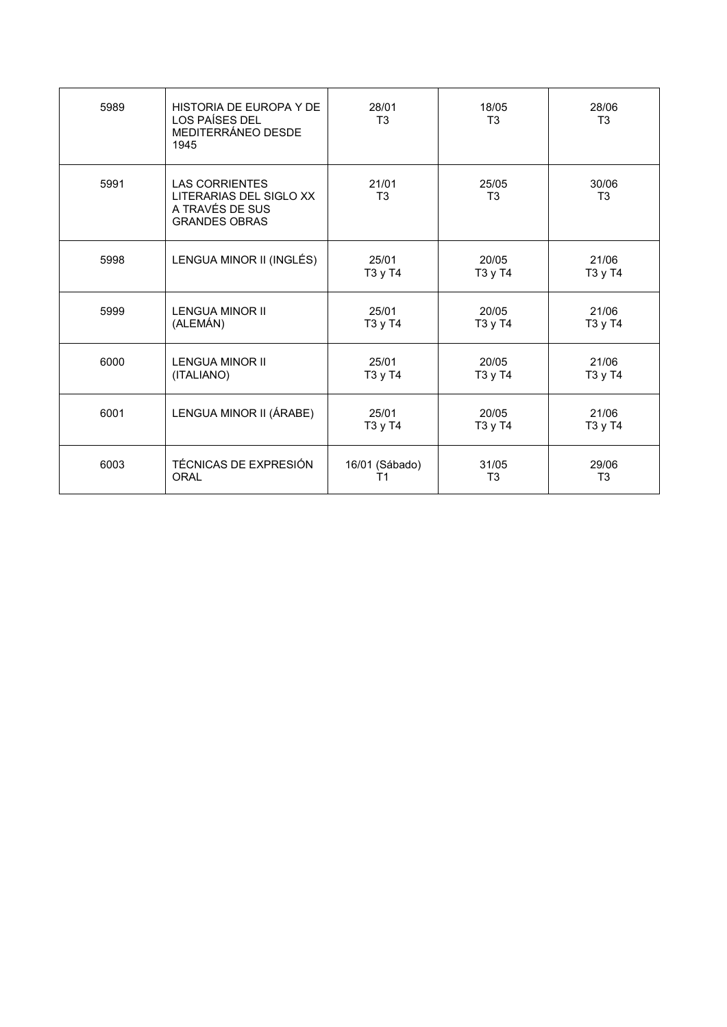| | | | | |
|---|---|---|---|---|
| 5989 | HISTORIA DE EUROPA Y DE LOS PAÍSES DEL MEDITERRÁNEO DESDE 1945 | 28/01 T3 | 18/05 T3 | 28/06 T3 |
| 5991 | LAS CORRIENTES LITERARIAS DEL SIGLO XX A TRAVÉS DE SUS GRANDES OBRAS | 21/01 T3 | 25/05 T3 | 30/06 T3 |
| 5998 | LENGUA MINOR II (INGLÉS) | 25/01 T3 y T4 | 20/05 T3 y T4 | 21/06 T3 y T4 |
| 5999 | LENGUA MINOR II (ALEMÁN) | 25/01 T3 y T4 | 20/05 T3 y T4 | 21/06 T3 y T4 |
| 6000 | LENGUA MINOR II (ITALIANO) | 25/01 T3 y T4 | 20/05 T3 y T4 | 21/06 T3 y T4 |
| 6001 | LENGUA MINOR II (ÁRABE) | 25/01 T3 y T4 | 20/05 T3 y T4 | 21/06 T3 y T4 |
| 6003 | TÉCNICAS DE EXPRESIÓN ORAL | 16/01 (Sábado) T1 | 31/05 T3 | 29/06 T3 |